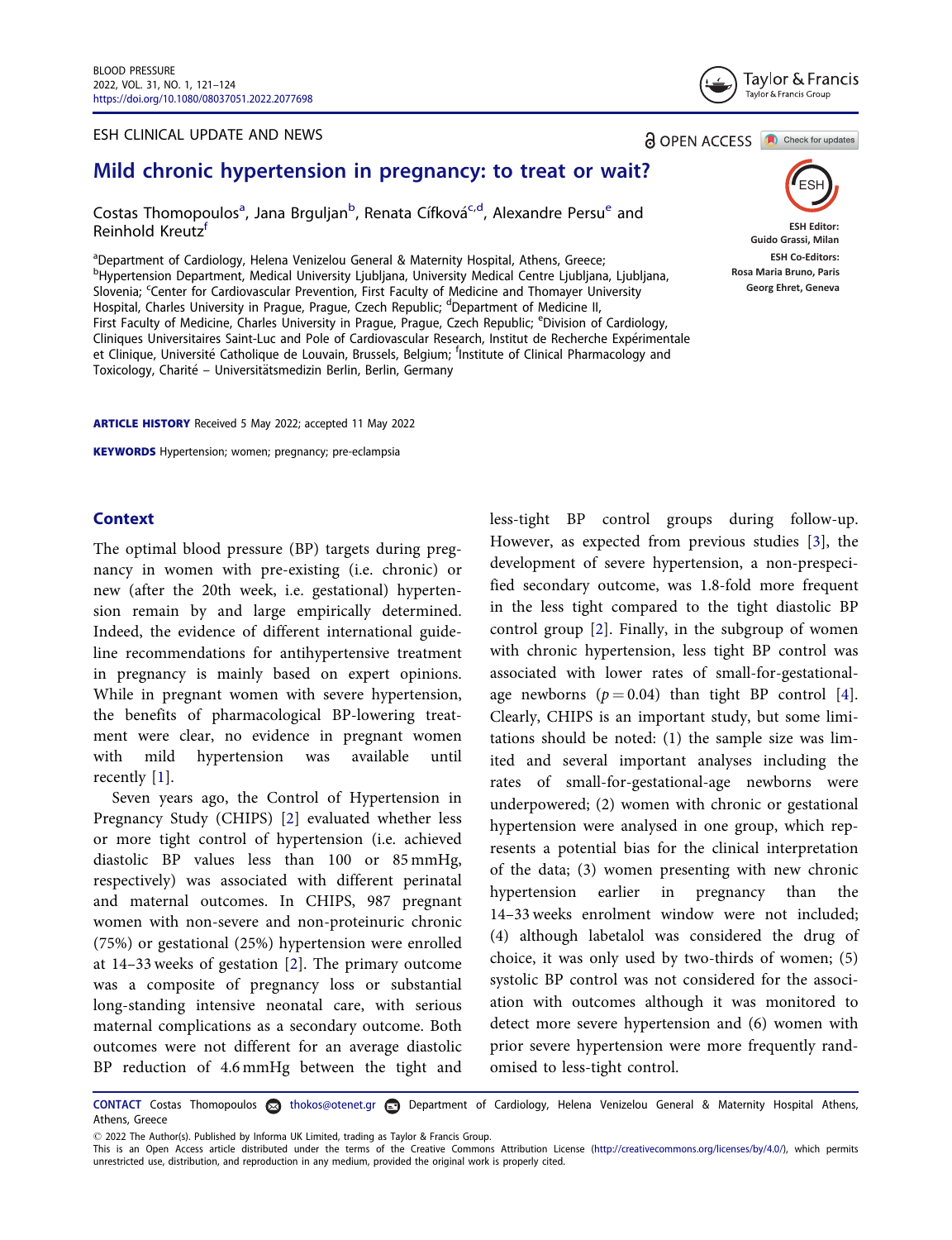ESH CLINICAL UPDATE AND NEWS

OPEN ACCESS

# Mild chronic hypertension in pregnancy: to treat or wait?

Costas Thomopoulos[a], Jana Brguljan[b], Renata Cífková[c,d], Alexandre Persu[e] and Reinhold Kreutz[f]

[a]Department of Cardiology, Helena Venizelou General & Maternity Hospital, Athens, Greece; [b]Hypertension Department, Medical University Ljubljana, University Medical Centre Ljubljana, Ljubljana, Slovenia; [c]Center for Cardiovascular Prevention, First Faculty of Medicine and Thomayer University Hospital, Charles University in Prague, Prague, Czech Republic; [d]Department of Medicine II, First Faculty of Medicine, Charles University in Prague, Prague, Czech Republic; [e]Division of Cardiology, Cliniques Universitaires Saint-Luc and Pole of Cardiovascular Research, Institut de Recherche Expérimentale et Clinique, Université Catholique de Louvain, Brussels, Belgium; [f]Institute of Clinical Pharmacology and Toxicology, Charité – Universitätsmedizin Berlin, Berlin, Germany

ESH Editor: Guido Grassi, Milan

ESH Co-Editors: Rosa Maria Bruno, Paris; Georg Ehret, Geneva

**ARTICLE HISTORY** Received 5 May 2022; accepted 11 May 2022

**KEYWORDS** Hypertension; women; pregnancy; pre-eclampsia

## Context

The optimal blood pressure (BP) targets during pregnancy in women with pre-existing (i.e. chronic) or new (after the 20th week, i.e. gestational) hypertension remain by and large empirically determined. Indeed, the evidence of different international guideline recommendations for antihypertensive treatment in pregnancy is mainly based on expert opinions. While in pregnant women with severe hypertension, the benefits of pharmacological BP-lowering treatment were clear, no evidence in pregnant women with mild hypertension was available until recently [1].

Seven years ago, the Control of Hypertension in Pregnancy Study (CHIPS) [2] evaluated whether less or more tight control of hypertension (i.e. achieved diastolic BP values less than 100 or 85 mmHg, respectively) was associated with different perinatal and maternal outcomes. In CHIPS, 987 pregnant women with non-severe and non-proteinuric chronic (75%) or gestational (25%) hypertension were enrolled at 14–33 weeks of gestation [2]. The primary outcome was a composite of pregnancy loss or substantial long-standing intensive neonatal care, with serious maternal complications as a secondary outcome. Both outcomes were not different for an average diastolic BP reduction of 4.6 mmHg between the tight and less-tight BP control groups during follow-up. However, as expected from previous studies [3], the development of severe hypertension, a non-prespecified secondary outcome, was 1.8-fold more frequent in the less tight compared to the tight diastolic BP control group [2]. Finally, in the subgroup of women with chronic hypertension, less tight BP control was associated with lower rates of small-for-gestational-age newborns ($p = 0.04$) than tight BP control [4]. Clearly, CHIPS is an important study, but some limitations should be noted: (1) the sample size was limited and several important analyses including the rates of small-for-gestational-age newborns were underpowered; (2) women with chronic or gestational hypertension were analysed in one group, which represents a potential bias for the clinical interpretation of the data; (3) women presenting with new chronic hypertension earlier in pregnancy than the 14–33 weeks enrolment window were not included; (4) although labetalol was considered the drug of choice, it was only used by two-thirds of women; (5) systolic BP control was not considered for the association with outcomes although it was monitored to detect more severe hypertension and (6) women with prior severe hypertension were more frequently randomised to less-tight control.

**CONTACT** Costas Thomopoulos thokos@otenet.gr Department of Cardiology, Helena Venizelou General & Maternity Hospital Athens, Athens, Greece

© 2022 The Author(s). Published by Informa UK Limited, trading as Taylor & Francis Group.
This is an Open Access article distributed under the terms of the Creative Commons Attribution License (http://creativecommons.org/licenses/by/4.0/), which permits unrestricted use, distribution, and reproduction in any medium, provided the original work is properly cited.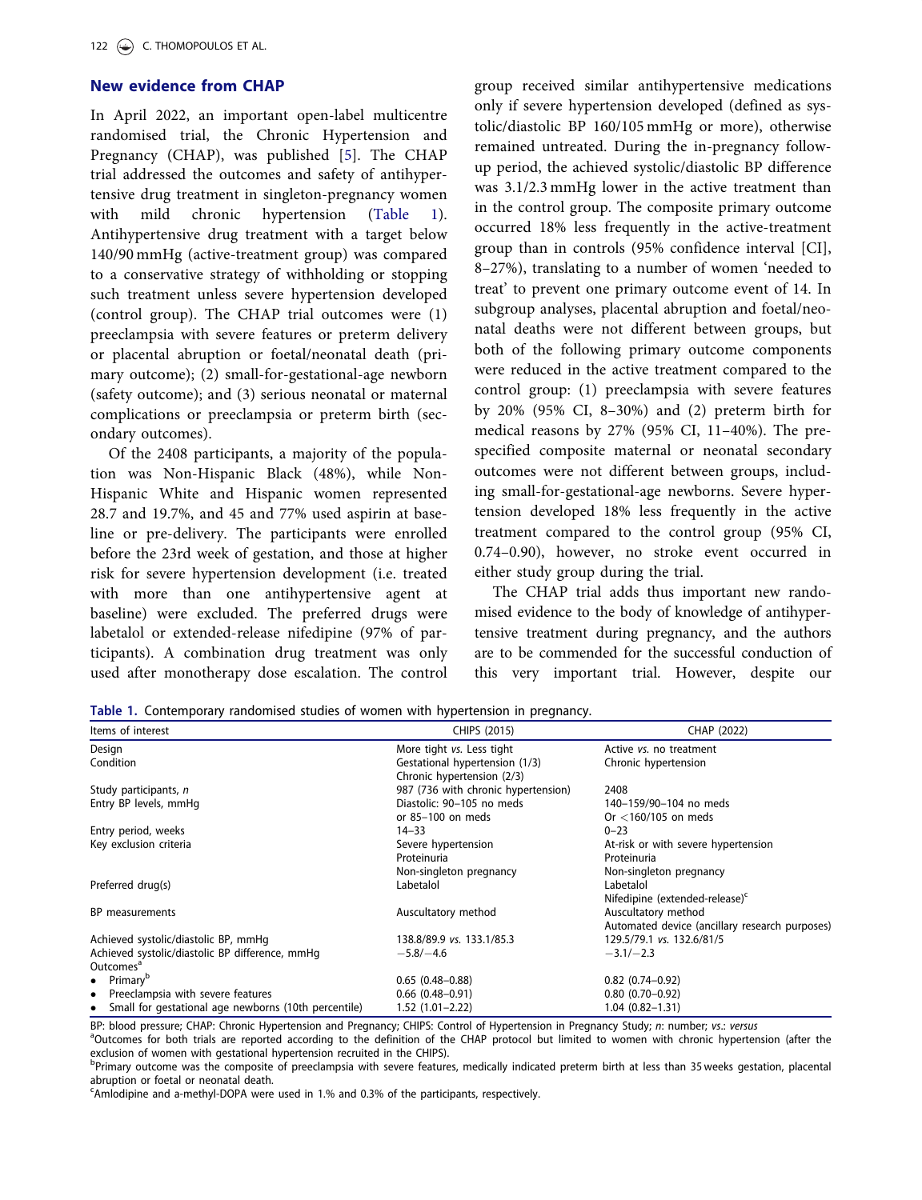## New evidence from CHAP

In April 2022, an important open-label multicentre randomised trial, the Chronic Hypertension and Pregnancy (CHAP), was published [5]. The CHAP trial addressed the outcomes and safety of antihypertensive drug treatment in singleton-pregnancy women with mild chronic hypertension (Table 1). Antihypertensive drug treatment with a target below 140/90 mmHg (active-treatment group) was compared to a conservative strategy of withholding or stopping such treatment unless severe hypertension developed (control group). The CHAP trial outcomes were (1) preeclampsia with severe features or preterm delivery or placental abruption or foetal/neonatal death (primary outcome); (2) small-for-gestational-age newborn (safety outcome); and (3) serious neonatal or maternal complications or preeclampsia or preterm birth (secondary outcomes).

Of the 2408 participants, a majority of the population was Non-Hispanic Black (48%), while Non-Hispanic White and Hispanic women represented 28.7 and 19.7%, and 45 and 77% used aspirin at baseline or pre-delivery. The participants were enrolled before the 23rd week of gestation, and those at higher risk for severe hypertension development (i.e. treated with more than one antihypertensive agent at baseline) were excluded. The preferred drugs were labetalol or extended-release nifedipine (97% of participants). A combination drug treatment was only used after monotherapy dose escalation. The control group received similar antihypertensive medications only if severe hypertension developed (defined as systolic/diastolic BP 160/105 mmHg or more), otherwise remained untreated. During the in-pregnancy follow-up period, the achieved systolic/diastolic BP difference was 3.1/2.3 mmHg lower in the active treatment than in the control group. The composite primary outcome occurred 18% less frequently in the active-treatment group than in controls (95% confidence interval [CI], 8–27%), translating to a number of women 'needed to treat' to prevent one primary outcome event of 14. In subgroup analyses, placental abruption and foetal/neonatal deaths were not different between groups, but both of the following primary outcome components were reduced in the active treatment compared to the control group: (1) preeclampsia with severe features by 20% (95% CI, 8–30%) and (2) preterm birth for medical reasons by 27% (95% CI, 11–40%). The prespecified composite maternal or neonatal secondary outcomes were not different between groups, including small-for-gestational-age newborns. Severe hypertension developed 18% less frequently in the active treatment compared to the control group (95% CI, 0.74–0.90), however, no stroke event occurred in either study group during the trial.

The CHAP trial adds thus important new randomised evidence to the body of knowledge of antihypertensive treatment during pregnancy, and the authors are to be commended for the successful conduction of this very important trial. However, despite our

**Table 1.** Contemporary randomised studies of women with hypertension in pregnancy.

| Items of interest | CHIPS (2015) | CHAP (2022) |
|---|---|---|
| Design | More tight *vs.* Less tight | Active *vs.* no treatment |
| Condition | Gestational hypertension (1/3)<br>Chronic hypertension (2/3) | Chronic hypertension |
| Study participants, *n* | 987 (736 with chronic hypertension) | 2408 |
| Entry BP levels, mmHg | Diastolic: 90–105 no meds<br>or 85–100 on meds | 140–159/90–104 no meds<br>Or <160/105 on meds |
| Entry period, weeks | 14–33 | 0–23 |
| Key exclusion criteria | Severe hypertension<br>Proteinuria<br>Non-singleton pregnancy | At-risk or with severe hypertension<br>Proteinuria<br>Non-singleton pregnancy |
| Preferred drug(s) | Labetalol | Labetalol<br>Nifedipine (extended-release)[c] |
| BP measurements | Auscultatory method | Auscultatory method<br>Automated device (ancillary research purposes) |
| Achieved systolic/diastolic BP, mmHg | 138.8/89.9 *vs.* 133.1/85.3 | 129.5/79.1 *vs.* 132.6/81/5 |
| Achieved systolic/diastolic BP difference, mmHg | −5.8/−4.6 | −3.1/−2.3 |
| Outcomes[a] | | |
| • Primary[b] | 0.65 (0.48–0.88) | 0.82 (0.74–0.92) |
| • Preeclampsia with severe features | 0.66 (0.48–0.91) | 0.80 (0.70–0.92) |
| • Small for gestational age newborns (10th percentile) | 1.52 (1.01–2.22) | 1.04 (0.82–1.31) |

BP: blood pressure; CHAP: Chronic Hypertension and Pregnancy; CHIPS: Control of Hypertension in Pregnancy Study; *n*: number; *vs.*: *versus*

[a]Outcomes for both trials are reported according to the definition of the CHAP protocol but limited to women with chronic hypertension (after the exclusion of women with gestational hypertension recruited in the CHIPS).

[b]Primary outcome was the composite of preeclampsia with severe features, medically indicated preterm birth at less than 35 weeks gestation, placental abruption or foetal or neonatal death.

[c]Amlodipine and a-methyl-DOPA were used in 1.% and 0.3% of the participants, respectively.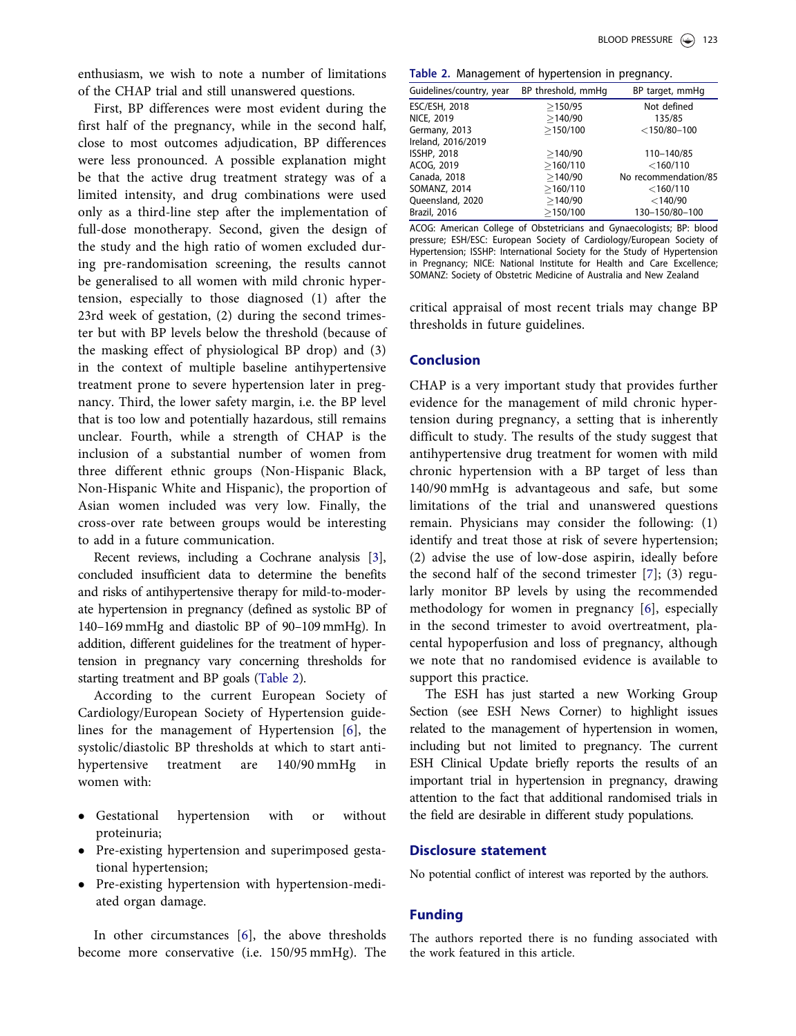enthusiasm, we wish to note a number of limitations of the CHAP trial and still unanswered questions.

First, BP differences were most evident during the first half of the pregnancy, while in the second half, close to most outcomes adjudication, BP differences were less pronounced. A possible explanation might be that the active drug treatment strategy was of a limited intensity, and drug combinations were used only as a third-line step after the implementation of full-dose monotherapy. Second, given the design of the study and the high ratio of women excluded during pre-randomisation screening, the results cannot be generalised to all women with mild chronic hypertension, especially to those diagnosed (1) after the 23rd week of gestation, (2) during the second trimester but with BP levels below the threshold (because of the masking effect of physiological BP drop) and (3) in the context of multiple baseline antihypertensive treatment prone to severe hypertension later in pregnancy. Third, the lower safety margin, i.e. the BP level that is too low and potentially hazardous, still remains unclear. Fourth, while a strength of CHAP is the inclusion of a substantial number of women from three different ethnic groups (Non-Hispanic Black, Non-Hispanic White and Hispanic), the proportion of Asian women included was very low. Finally, the cross-over rate between groups would be interesting to add in a future communication.

Recent reviews, including a Cochrane analysis [3], concluded insufficient data to determine the benefits and risks of antihypertensive therapy for mild-to-moderate hypertension in pregnancy (defined as systolic BP of 140–169 mmHg and diastolic BP of 90–109 mmHg). In addition, different guidelines for the treatment of hypertension in pregnancy vary concerning thresholds for starting treatment and BP goals (Table 2).

According to the current European Society of Cardiology/European Society of Hypertension guidelines for the management of Hypertension [6], the systolic/diastolic BP thresholds at which to start antihypertensive treatment are 140/90 mmHg in women with:

- Gestational hypertension with or without proteinuria;
- Pre-existing hypertension and superimposed gestational hypertension;
- Pre-existing hypertension with hypertension-mediated organ damage.

In other circumstances [6], the above thresholds become more conservative (i.e. 150/95 mmHg). The critical appraisal of most recent trials may change BP thresholds in future guidelines.

**Table 2.** Management of hypertension in pregnancy.

| Guidelines/country, year | BP threshold, mmHg | BP target, mmHg |
|---|---|---|
| ESC/ESH, 2018 | ≥150/95 | Not defined |
| NICE, 2019 | ≥140/90 | 135/85 |
| Germany, 2013 | ≥150/100 | <150/80–100 |
| Ireland, 2016/2019 | | |
| ISSHP, 2018 | ≥140/90 | 110–140/85 |
| ACOG, 2019 | ≥160/110 | <160/110 |
| Canada, 2018 | ≥140/90 | No recommendation/85 |
| SOMANZ, 2014 | ≥160/110 | <160/110 |
| Queensland, 2020 | ≥140/90 | <140/90 |
| Brazil, 2016 | ≥150/100 | 130–150/80–100 |

ACOG: American College of Obstetricians and Gynaecologists; BP: blood pressure; ESH/ESC: European Society of Cardiology/European Society of Hypertension; ISSHP: International Society for the Study of Hypertension in Pregnancy; NICE: National Institute for Health and Care Excellence; SOMANZ: Society of Obstetric Medicine of Australia and New Zealand

## Conclusion

CHAP is a very important study that provides further evidence for the management of mild chronic hypertension during pregnancy, a setting that is inherently difficult to study. The results of the study suggest that antihypertensive drug treatment for women with mild chronic hypertension with a BP target of less than 140/90 mmHg is advantageous and safe, but some limitations of the trial and unanswered questions remain. Physicians may consider the following: (1) identify and treat those at risk of severe hypertension; (2) advise the use of low-dose aspirin, ideally before the second half of the second trimester [7]; (3) regularly monitor BP levels by using the recommended methodology for women in pregnancy [6], especially in the second trimester to avoid overtreatment, placental hypoperfusion and loss of pregnancy, although we note that no randomised evidence is available to support this practice.

The ESH has just started a new Working Group Section (see ESH News Corner) to highlight issues related to the management of hypertension in women, including but not limited to pregnancy. The current ESH Clinical Update briefly reports the results of an important trial in hypertension in pregnancy, drawing attention to the fact that additional randomised trials in the field are desirable in different study populations.

## Disclosure statement

No potential conflict of interest was reported by the authors.

## Funding

The authors reported there is no funding associated with the work featured in this article.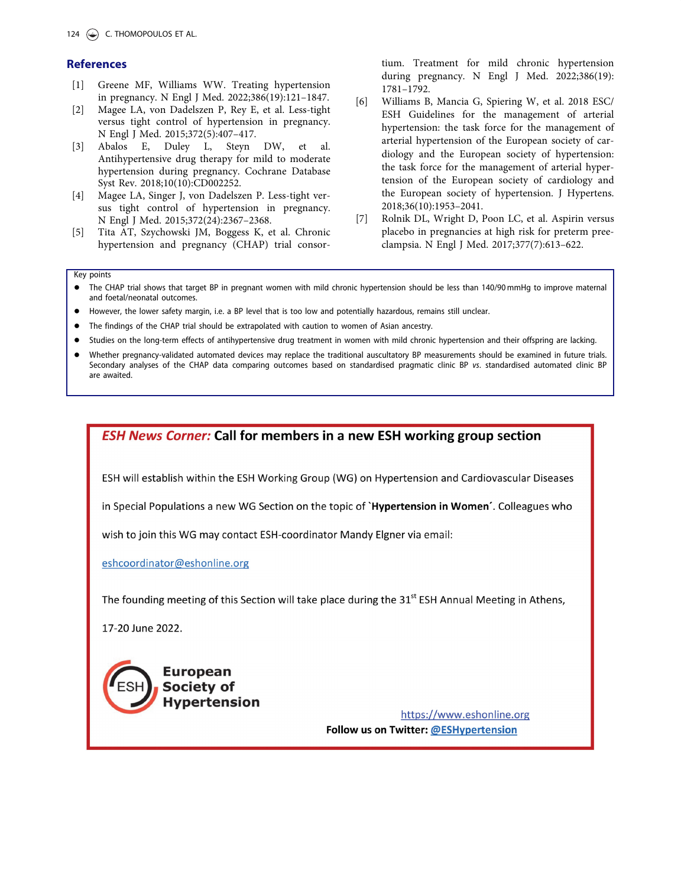## References

[1] Greene MF, Williams WW. Treating hypertension in pregnancy. N Engl J Med. 2022;386(19):121–1847.

[2] Magee LA, von Dadelszen P, Rey E, et al. Less-tight versus tight control of hypertension in pregnancy. N Engl J Med. 2015;372(5):407–417.

[3] Abalos E, Duley L, Steyn DW, et al. Antihypertensive drug therapy for mild to moderate hypertension during pregnancy. Cochrane Database Syst Rev. 2018;10(10):CD002252.

[4] Magee LA, Singer J, von Dadelszen P. Less-tight versus tight control of hypertension in pregnancy. N Engl J Med. 2015;372(24):2367–2368.

[5] Tita AT, Szychowski JM, Boggess K, et al. Chronic hypertension and pregnancy (CHAP) trial consortium. Treatment for mild chronic hypertension during pregnancy. N Engl J Med. 2022;386(19): 1781–1792.

[6] Williams B, Mancia G, Spiering W, et al. 2018 ESC/ESH Guidelines for the management of arterial hypertension: the task force for the management of arterial hypertension of the European society of cardiology and the European society of hypertension: the task force for the management of arterial hypertension of the European society of cardiology and the European society of hypertension. J Hypertens. 2018;36(10):1953–2041.

[7] Rolnik DL, Wright D, Poon LC, et al. Aspirin versus placebo in pregnancies at high risk for preterm preeclampsia. N Engl J Med. 2017;377(7):613–622.

Key points

- The CHAP trial shows that target BP in pregnant women with mild chronic hypertension should be less than 140/90 mmHg to improve maternal and foetal/neonatal outcomes.
- However, the lower safety margin, i.e. a BP level that is too low and potentially hazardous, remains still unclear.
- The findings of the CHAP trial should be extrapolated with caution to women of Asian ancestry.
- Studies on the long-term effects of antihypertensive drug treatment in women with mild chronic hypertension and their offspring are lacking.
- Whether pregnancy-validated automated devices may replace the traditional auscultatory BP measurements should be examined in future trials. Secondary analyses of the CHAP data comparing outcomes based on standardised pragmatic clinic BP *vs.* standardised automated clinic BP are awaited.

### *ESH News Corner:* Call for members in a new ESH working group section

ESH will establish within the ESH Working Group (WG) on Hypertension and Cardiovascular Diseases in Special Populations a new WG Section on the topic of `**Hypertension in Women**´. Colleagues who wish to join this WG may contact ESH-coordinator Mandy Elgner via email:

eshcoordinator@eshonline.org

The founding meeting of this Section will take place during the 31st ESH Annual Meeting in Athens, 17-20 June 2022.

ESH European Society of Hypertension

https://www.eshonline.org

**Follow us on Twitter: @ESHypertension**